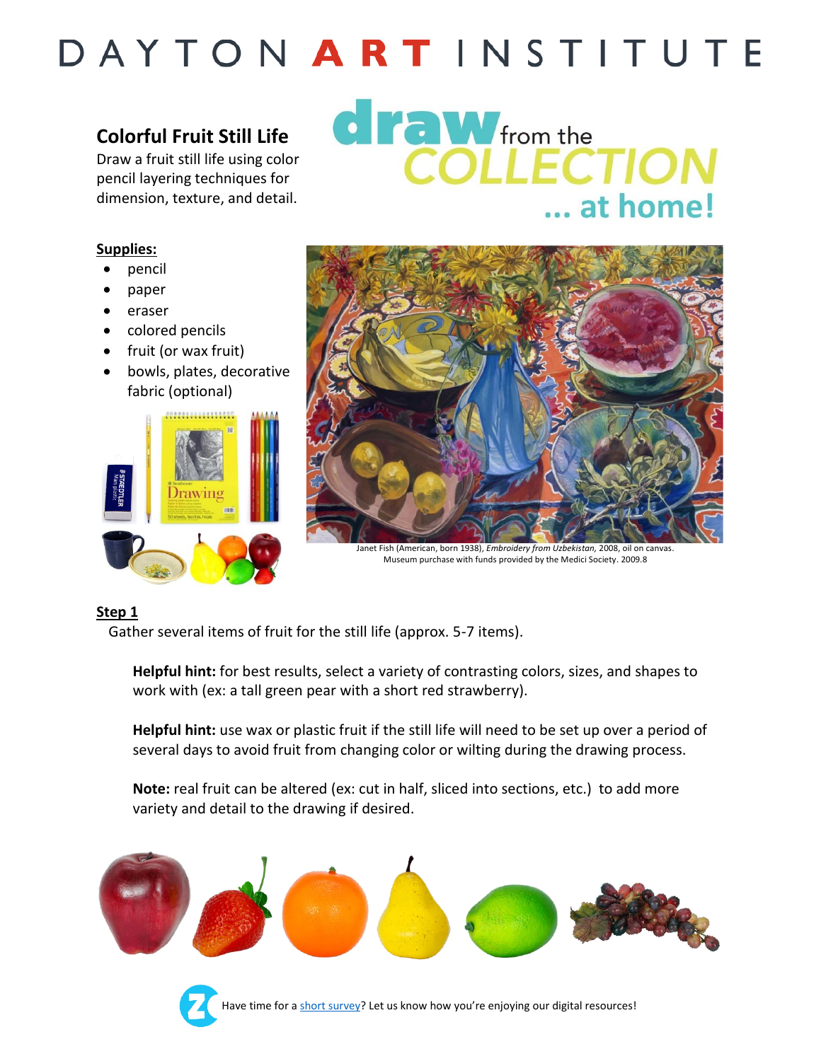# DAYTON ART INSTITUTE

## Colorful Fruit Still Life

Draw a fruit still life using color pencil layering techniques for dimension, texture, and detail.

draw from the COLLECTION ... at home!

**Supplies:**

- pencil
- paper
- eraser
- colored pencils
- fruit (or wax fruit)
- bowls, plates, decorative fabric (optional)

Janet Fish (American, born 1938), *Embroidery from Uzbekistan,* 2008, oil on canvas. Museum purchase with funds provided by the Medici Society. 2009.8

**Step 1**

Gather several items of fruit for the still life (approx. 5-7 items).

**Helpful hint:** for best results, select a variety of contrasting colors, sizes, and shapes to work with (ex: a tall green pear with a short red strawberry).

**Helpful hint:** use wax or plastic fruit if the still life will need to be set up over a period of several days to avoid fruit from changing color or wilting during the drawing process.

**Note:** real fruit can be altered (ex: cut in half, sliced into sections, etc.) to add more variety and detail to the drawing if desired.

Have time for a short survey? Let us know how you're enjoying our digital resources!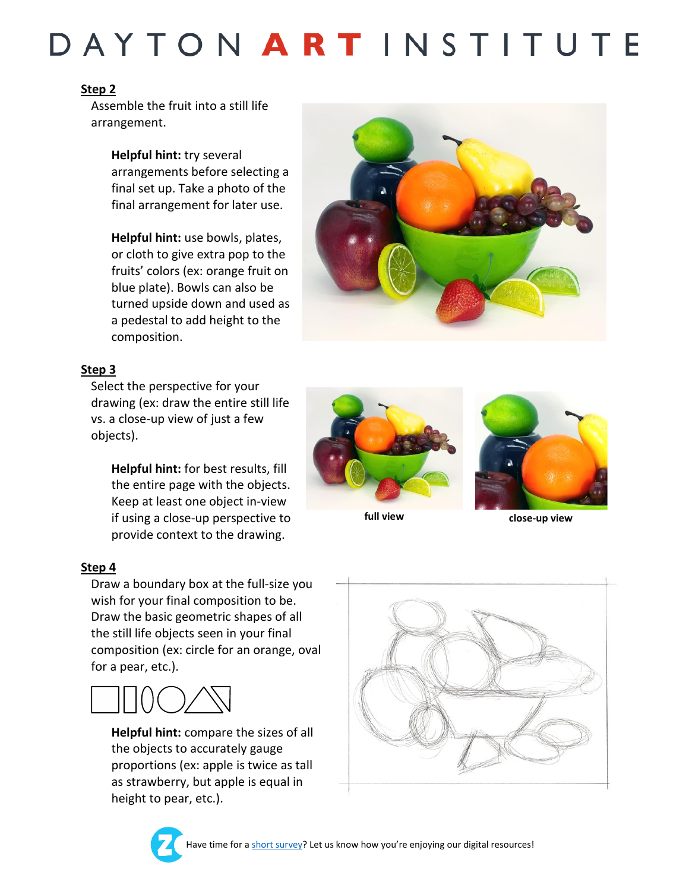**Step 2**

Assemble the fruit into a still life arrangement.

**Helpful hint:** try several arrangements before selecting a final set up. Take a photo of the final arrangement for later use.

**Helpful hint:** use bowls, plates, or cloth to give extra pop to the fruits' colors (ex: orange fruit on blue plate). Bowls can also be turned upside down and used as a pedestal to add height to the composition.

**Step 3**

Select the perspective for your drawing (ex: draw the entire still life vs. a close-up view of just a few objects).

**Helpful hint:** for best results, fill the entire page with the objects. Keep at least one object in-view if using a close-up perspective to provide context to the drawing.

full view

close-up view

**Step 4**

Draw a boundary box at the full-size you wish for your final composition to be. Draw the basic geometric shapes of all the still life objects seen in your final composition (ex: circle for an orange, oval for a pear, etc.).

**Helpful hint:** compare the sizes of all the objects to accurately gauge proportions (ex: apple is twice as tall as strawberry, but apple is equal in height to pear, etc.).

Have time for a short survey? Let us know how you're enjoying our digital resources!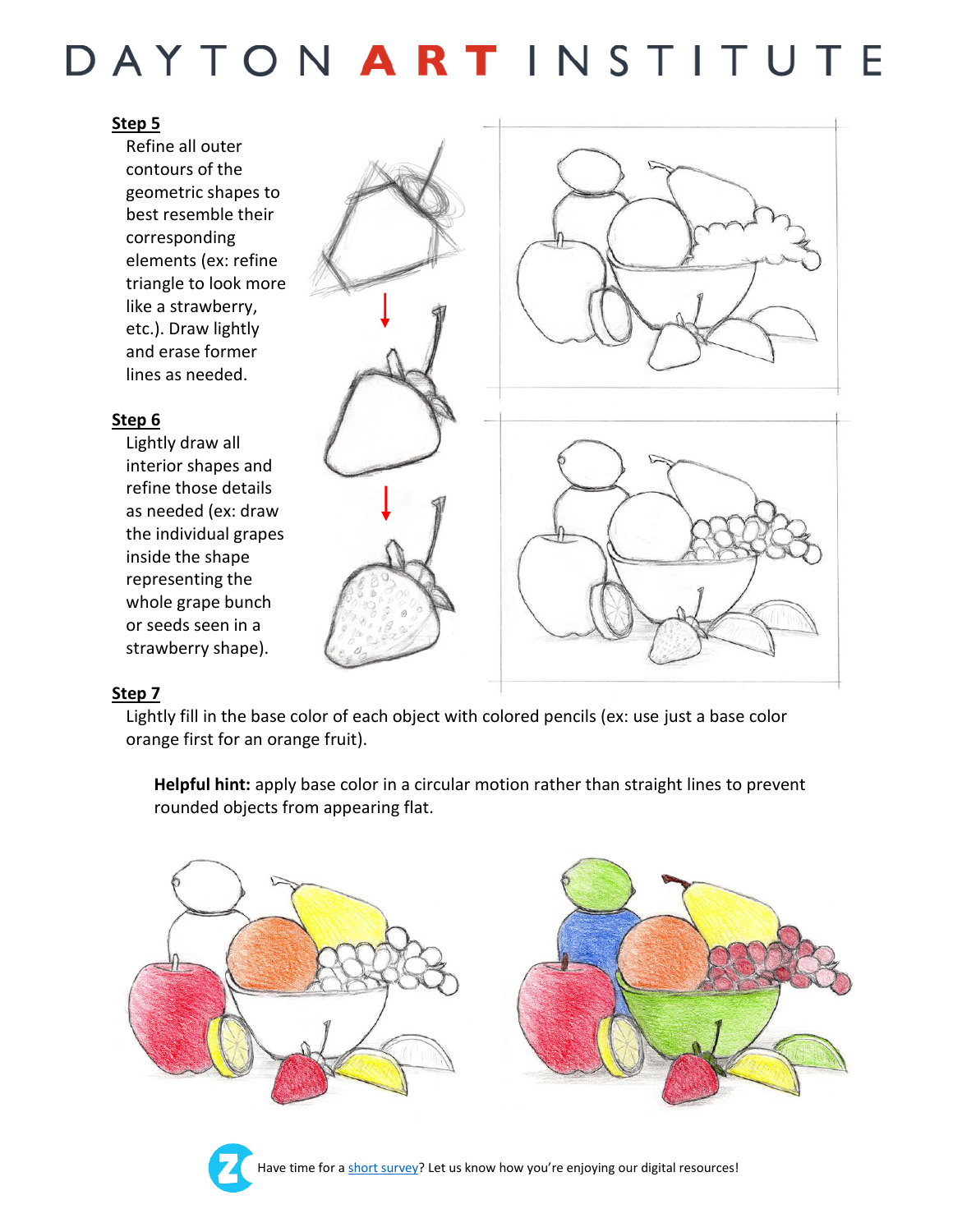**Step 5**

Refine all outer contours of the geometric shapes to best resemble their corresponding elements (ex: refine triangle to look more like a strawberry, etc.). Draw lightly and erase former lines as needed.

**Step 6**

Lightly draw all interior shapes and refine those details as needed (ex: draw the individual grapes inside the shape representing the whole grape bunch or seeds seen in a strawberry shape).

**Step 7**

Lightly fill in the base color of each object with colored pencils (ex: use just a base color orange first for an orange fruit).

**Helpful hint:** apply base color in a circular motion rather than straight lines to prevent rounded objects from appearing flat.

Have time for a short survey? Let us know how you're enjoying our digital resources!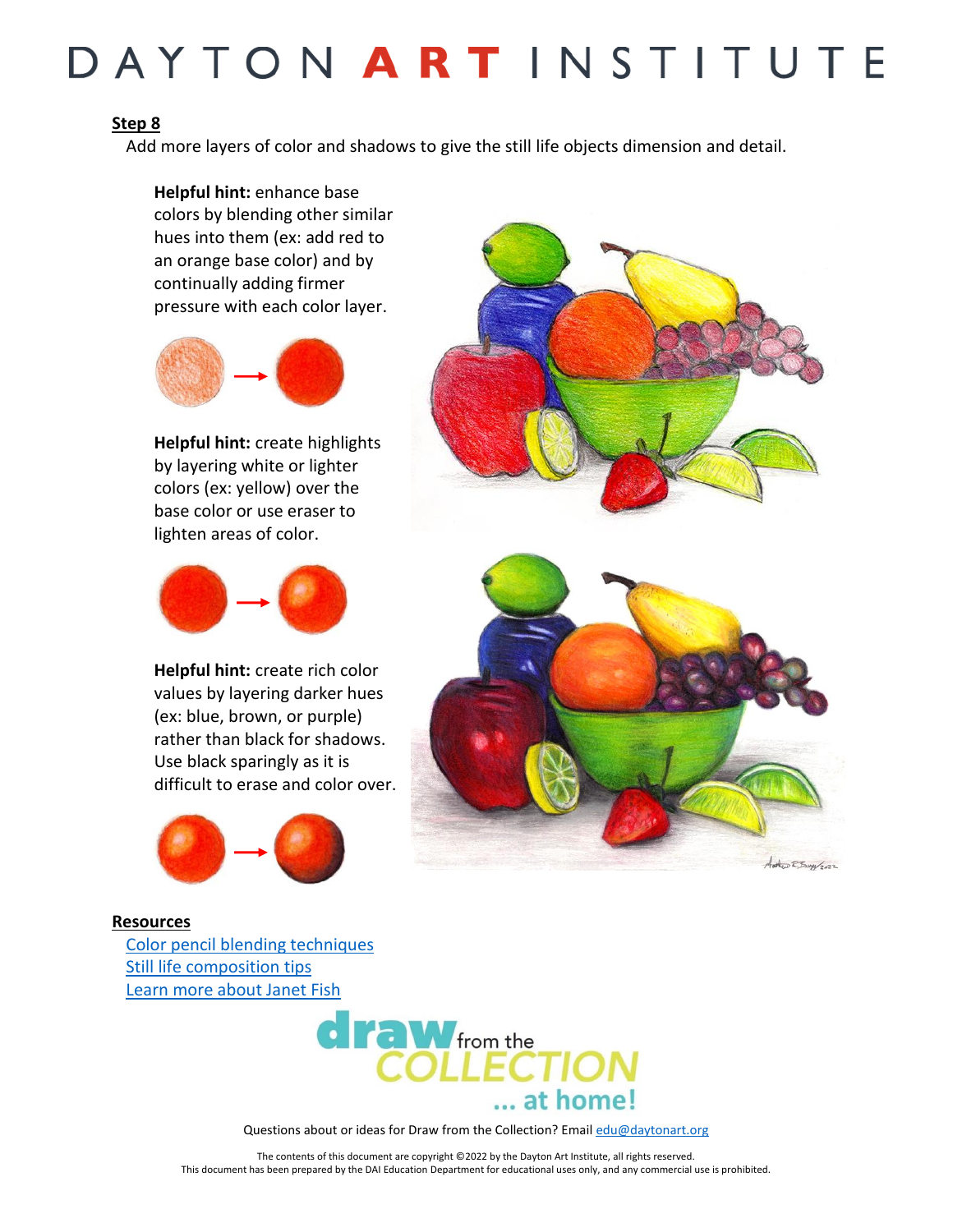# DAYTON ART INSTITUTE

**Step 8**

Add more layers of color and shadows to give the still life objects dimension and detail.

**Helpful hint:** enhance base colors by blending other similar hues into them (ex: add red to an orange base color) and by continually adding firmer pressure with each color layer.

**Helpful hint:** create highlights by layering white or lighter colors (ex: yellow) over the base color or use eraser to lighten areas of color.

**Helpful hint:** create rich color values by layering darker hues (ex: blue, brown, or purple) rather than black for shadows. Use black sparingly as it is difficult to erase and color over.

**Resources**

[Color pencil blending techniques](#)
[Still life composition tips](#)
[Learn more about Janet Fish](#)

draw from the COLLECTION ... at home!

Questions about or ideas for Draw from the Collection? Email edu@daytonart.org

The contents of this document are copyright ©2022 by the Dayton Art Institute, all rights reserved.
This document has been prepared by the DAI Education Department for educational uses only, and any commercial use is prohibited.